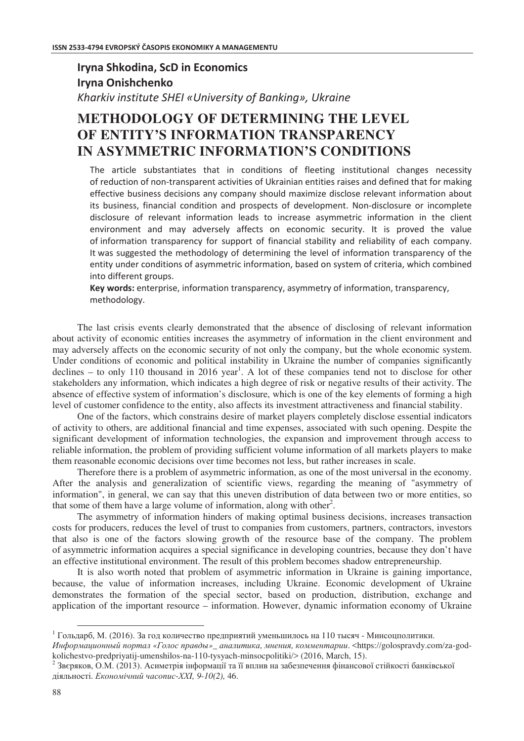**Iryna Shkodina, ScD in Economics**
**Iryna Onishchenko**
*Kharkiv institute SHEI «University of Banking», Ukraine*

# METHODOLOGY OF DETERMINING THE LEVEL OF ENTITY'S INFORMATION TRANSPARENCY IN ASYMMETRIC INFORMATION'S CONDITIONS

The article substantiates that in conditions of fleeting institutional changes necessity of reduction of non-transparent activities of Ukrainian entities raises and defined that for making effective business decisions any company should maximize disclose relevant information about its business, financial condition and prospects of development. Non-disclosure or incomplete disclosure of relevant information leads to increase asymmetric information in the client environment and may adversely affects on economic security. It is proved the value of information transparency for support of financial stability and reliability of each company. It was suggested the methodology of determining the level of information transparency of the entity under conditions of asymmetric information, based on system of criteria, which combined into different groups.

**Key words:** enterprise, information transparency, asymmetry of information, transparency, methodology.

The last crisis events clearly demonstrated that the absence of disclosing of relevant information about activity of economic entities increases the asymmetry of information in the client environment and may adversely affects on the economic security of not only the company, but the whole economic system. Under conditions of economic and political instability in Ukraine the number of companies significantly declines – to only 110 thousand in 2016 year[1]. A lot of these companies tend not to disclose for other stakeholders any information, which indicates a high degree of risk or negative results of their activity. The absence of effective system of information's disclosure, which is one of the key elements of forming a high level of customer confidence to the entity, also affects its investment attractiveness and financial stability.

One of the factors, which constrains desire of market players completely disclose essential indicators of activity to others, are additional financial and time expenses, associated with such opening. Despite the significant development of information technologies, the expansion and improvement through access to reliable information, the problem of providing sufficient volume information of all markets players to make them reasonable economic decisions over time becomes not less, but rather increases in scale.

Therefore there is a problem of asymmetric information, as one of the most universal in the economy. After the analysis and generalization of scientific views, regarding the meaning of "asymmetry of information", in general, we can say that this uneven distribution of data between two or more entities, so that some of them have a large volume of information, along with other[2].

The asymmetry of information hinders of making optimal business decisions, increases transaction costs for producers, reduces the level of trust to companies from customers, partners, contractors, investors that also is one of the factors slowing growth of the resource base of the company. The problem of asymmetric information acquires a special significance in developing countries, because they don't have an effective institutional environment. The result of this problem becomes shadow entrepreneurship.

It is also worth noted that problem of asymmetric information in Ukraine is gaining importance, because, the value of information increases, including Ukraine. Economic development of Ukraine demonstrates the formation of the special sector, based on production, distribution, exchange and application of the important resource – information. However, dynamic information economy of Ukraine

---

[1] Гольдарб, М. (2016). За год количество предприятий уменьшилось на 110 тысяч - Минсоцполитики. *Информационный портал «Голос правды»_ аналитика, мнения, комментарии*. <https://golospravdy.com/za-god-kolichestvo-predpriyatij-umenshilos-na-110-tysyach-minsocpolitiki/> (2016, March, 15).

[2] Звєряков, О.М. (2013). Асиметрія інформації та її вплив на забезпечення фінансової стійкості банківської діяльності. *Економічний часопис-XXI, 9-10(2),* 46.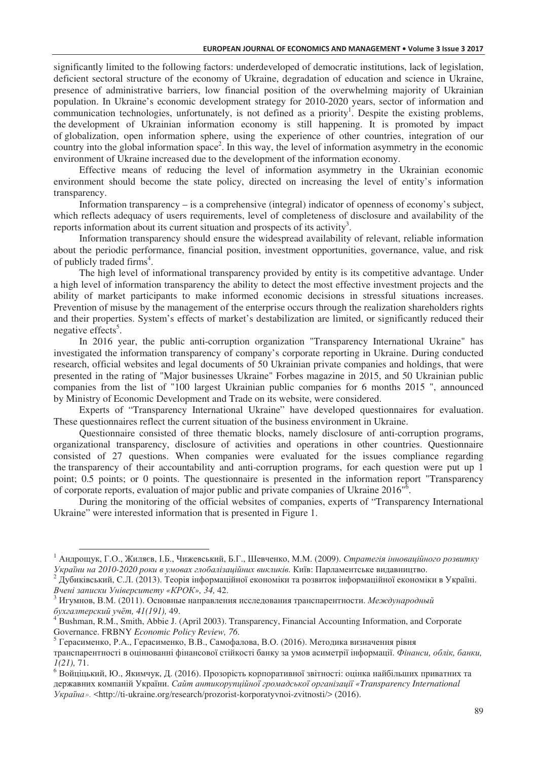significantly limited to the following factors: underdeveloped of democratic institutions, lack of legislation, deficient sectoral structure of the economy of Ukraine, degradation of education and science in Ukraine, presence of administrative barriers, low financial position of the overwhelming majority of Ukrainian population. In Ukraine's economic development strategy for 2010-2020 years, sector of information and communication technologies, unfortunately, is not defined as a priority[1]. Despite the existing problems, the development of Ukrainian information economy is still happening. It is promoted by impact of globalization, open information sphere, using the experience of other countries, integration of our country into the global information space[2]. In this way, the level of information asymmetry in the economic environment of Ukraine increased due to the development of the information economy.

Effective means of reducing the level of information asymmetry in the Ukrainian economic environment should become the state policy, directed on increasing the level of entity's information transparency.

Information transparency – is a comprehensive (integral) indicator of openness of economy's subject, which reflects adequacy of users requirements, level of completeness of disclosure and availability of the reports information about its current situation and prospects of its activity[3].

Information transparency should ensure the widespread availability of relevant, reliable information about the periodic performance, financial position, investment opportunities, governance, value, and risk of publicly traded firms[4].

The high level of informational transparency provided by entity is its competitive advantage. Under a high level of information transparency the ability to detect the most effective investment projects and the ability of market participants to make informed economic decisions in stressful situations increases. Prevention of misuse by the management of the enterprise occurs through the realization shareholders rights and their properties. System's effects of market's destabilization are limited, or significantly reduced their negative effects[5].

In 2016 year, the public anti-corruption organization "Transparency International Ukraine" has investigated the information transparency of company's corporate reporting in Ukraine. During conducted research, official websites and legal documents of 50 Ukrainian private companies and holdings, that were presented in the rating of "Major businesses Ukraine" Forbes magazine in 2015, and 50 Ukrainian public companies from the list of "100 largest Ukrainian public companies for 6 months 2015 ", announced by Ministry of Economic Development and Trade on its website, were considered.

Experts of "Transparency International Ukraine" have developed questionnaires for evaluation. These questionnaires reflect the current situation of the business environment in Ukraine.

Questionnaire consisted of three thematic blocks, namely disclosure of anti-corruption programs, organizational transparency, disclosure of activities and operations in other countries. Questionnaire consisted of 27 questions. When companies were evaluated for the issues compliance regarding the transparency of their accountability and anti-corruption programs, for each question were put up 1 point; 0.5 points; or 0 points. The questionnaire is presented in the information report "Transparency of corporate reports, evaluation of major public and private companies of Ukraine 2016"[6].

During the monitoring of the official websites of companies, experts of "Transparency International Ukraine" were interested information that is presented in Figure 1.

---

[1] Андрощук, Г.О., Жиляєв, І.Б., Чижевський, Б.Г., Шевченко, М.М. (2009). *Стратегія інноваційного розвитку України на 2010-2020 роки в умовах глобалізаційних викликів.* Київ: Парламентське видавництво.

[2] Дубиківський, С.Л. (2013). Теорія інформаційної економіки та розвиток інформаційної економіки в Україні. *Вчені записки Університету «КРОК», 34,* 42.

[3] Игумнов, В.М. (2011). Основные направления исследования транспарентности. *Международный бухгалтерский учёт, 41(191),* 49.

[4] Bushman, R.M., Smith, Abbie J. (April 2003). Transparency, Financial Accounting Information, and Corporate Governance. FRBNY *Economic Policy Review, 76.*

[5] Герасименко, Р.А., Герасименко, В.В., Самофалова, В.О. (2016). Методика визначення рівня транспарентності в оцінюванні фінансової стійкості банку за умов асиметрії інформації. *Фінанси, облік, банки, 1(21),* 71.

[6] Войціцький, Ю., Якимчук, Д. (2016). Прозорість корпоративної звітності: оцінка найбільших приватних та державних компаній України. *Сайт антикорупційної громадської організації «Transparency International Україна».* <http://ti-ukraine.org/research/prozorist-korporatyvnoi-zvitnosti/> (2016).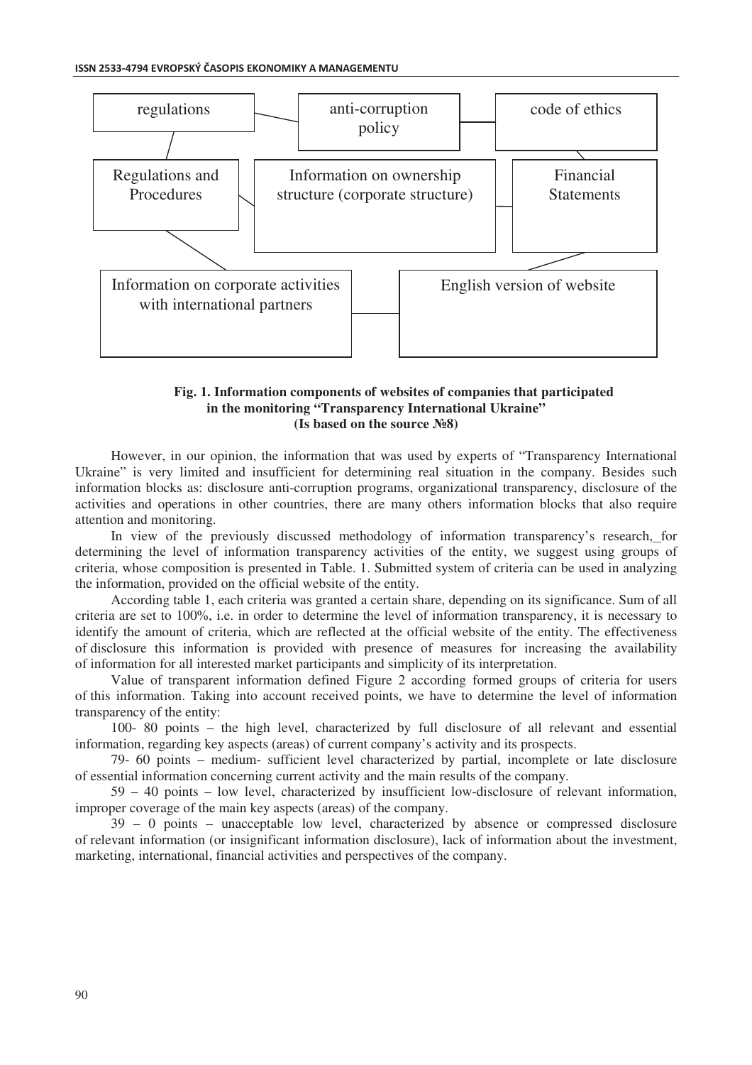regulations

anti-corruption policy

code of ethics

Regulations and Procedures

Information on ownership structure (corporate structure)

Financial Statements

Information on corporate activities with international partners

English version of website

**Fig. 1. Information components of websites of companies that participated in the monitoring "Transparency International Ukraine" (Is based on the source №8)**

However, in our opinion, the information that was used by experts of "Transparency International Ukraine" is very limited and insufficient for determining real situation in the company. Besides such information blocks as: disclosure anti-corruption programs, organizational transparency, disclosure of the activities and operations in other countries, there are many others information blocks that also require attention and monitoring.

In view of the previously discussed methodology of information transparency's research, for determining the level of information transparency activities of the entity, we suggest using groups of criteria, whose composition is presented in Table. 1. Submitted system of criteria can be used in analyzing the information, provided on the official website of the entity.

According table 1, each criteria was granted a certain share, depending on its significance. Sum of all criteria are set to 100%, i.e. in order to determine the level of information transparency, it is necessary to identify the amount of criteria, which are reflected at the official website of the entity. The effectiveness of disclosure this information is provided with presence of measures for increasing the availability of information for all interested market participants and simplicity of its interpretation.

Value of transparent information defined Figure 2 according formed groups of criteria for users of this information. Taking into account received points, we have to determine the level of information transparency of the entity:

100- 80 points – the high level, characterized by full disclosure of all relevant and essential information, regarding key aspects (areas) of current company's activity and its prospects.

79- 60 points – medium- sufficient level characterized by partial, incomplete or late disclosure of essential information concerning current activity and the main results of the company.

59 – 40 points – low level, characterized by insufficient low-disclosure of relevant information, improper coverage of the main key aspects (areas) of the company.

39 – 0 points – unacceptable low level, characterized by absence or compressed disclosure of relevant information (or insignificant information disclosure), lack of information about the investment, marketing, international, financial activities and perspectives of the company.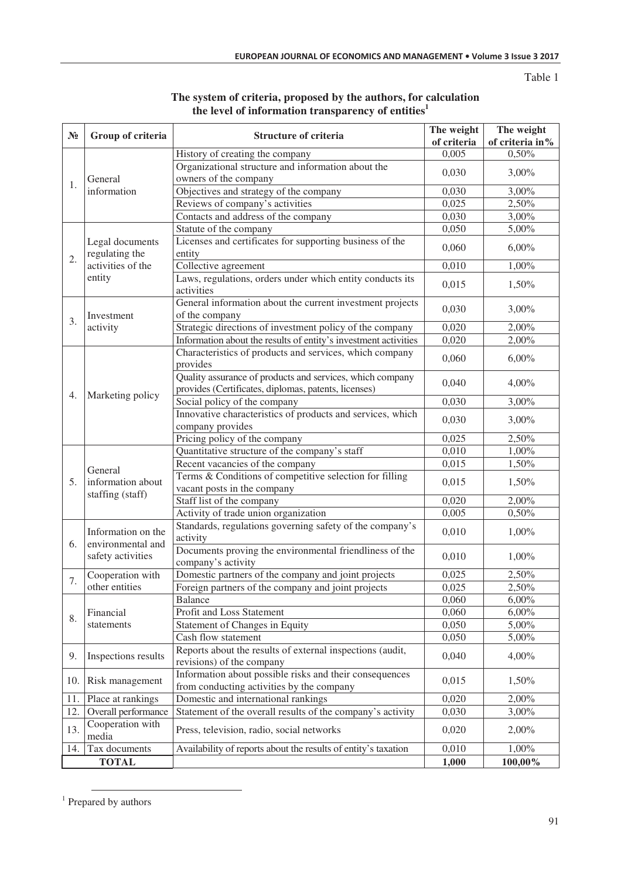Table 1

**The system of criteria, proposed by the authors, for calculation the level of information transparency of entities**[1]

| № | Group of criteria | Structure of criteria | The weight of criteria | The weight of criteria in% |
|---|---|---|---|---|
| 1. | General information | History of creating the company | 0,005 | 0,50% |
| | | Organizational structure and information about the owners of the company | 0,030 | 3,00% |
| | | Objectives and strategy of the company | 0,030 | 3,00% |
| | | Reviews of company's activities | 0,025 | 2,50% |
| | | Contacts and address of the company | 0,030 | 3,00% |
| 2. | Legal documents regulating the activities of the entity | Statute of the company | 0,050 | 5,00% |
| | | Licenses and certificates for supporting business of the entity | 0,060 | 6,00% |
| | | Collective agreement | 0,010 | 1,00% |
| | | Laws, regulations, orders under which entity conducts its activities | 0,015 | 1,50% |
| 3. | Investment activity | General information about the current investment projects of the company | 0,030 | 3,00% |
| | | Strategic directions of investment policy of the company | 0,020 | 2,00% |
| | | Information about the results of entity's investment activities | 0,020 | 2,00% |
| 4. | Marketing policy | Characteristics of products and services, which company provides | 0,060 | 6,00% |
| | | Quality assurance of products and services, which company provides (Certificates, diplomas, patents, licenses) | 0,040 | 4,00% |
| | | Social policy of the company | 0,030 | 3,00% |
| | | Innovative characteristics of products and services, which company provides | 0,030 | 3,00% |
| | | Pricing policy of the company | 0,025 | 2,50% |
| 5. | General information about staffing (staff) | Quantitative structure of the company's staff | 0,010 | 1,00% |
| | | Recent vacancies of the company | 0,015 | 1,50% |
| | | Terms & Conditions of competitive selection for filling vacant posts in the company | 0,015 | 1,50% |
| | | Staff list of the company | 0,020 | 2,00% |
| | | Activity of trade union organization | 0,005 | 0,50% |
| 6. | Information on the environmental and safety activities | Standards, regulations governing safety of the company's activity | 0,010 | 1,00% |
| | | Documents proving the environmental friendliness of the company's activity | 0,010 | 1,00% |
| 7. | Cooperation with other entities | Domestic partners of the company and joint projects | 0,025 | 2,50% |
| | | Foreign partners of the company and joint projects | 0,025 | 2,50% |
| 8. | Financial statements | Balance | 0,060 | 6,00% |
| | | Profit and Loss Statement | 0,060 | 6,00% |
| | | Statement of Changes in Equity | 0,050 | 5,00% |
| | | Cash flow statement | 0,050 | 5,00% |
| 9. | Inspections results | Reports about the results of external inspections (audit, revisions) of the company | 0,040 | 4,00% |
| 10. | Risk management | Information about possible risks and their consequences from conducting activities by the company | 0,015 | 1,50% |
| 11. | Place at rankings | Domestic and international rankings | 0,020 | 2,00% |
| 12. | Overall performance | Statement of the overall results of the company's activity | 0,030 | 3,00% |
| 13. | Cooperation with media | Press, television, radio, social networks | 0,020 | 2,00% |
| 14. | Tax documents | Availability of reports about the results of entity's taxation | 0,010 | 1,00% |
| **TOTAL** | | | **1,000** | **100,00%** |

[1] Prepared by authors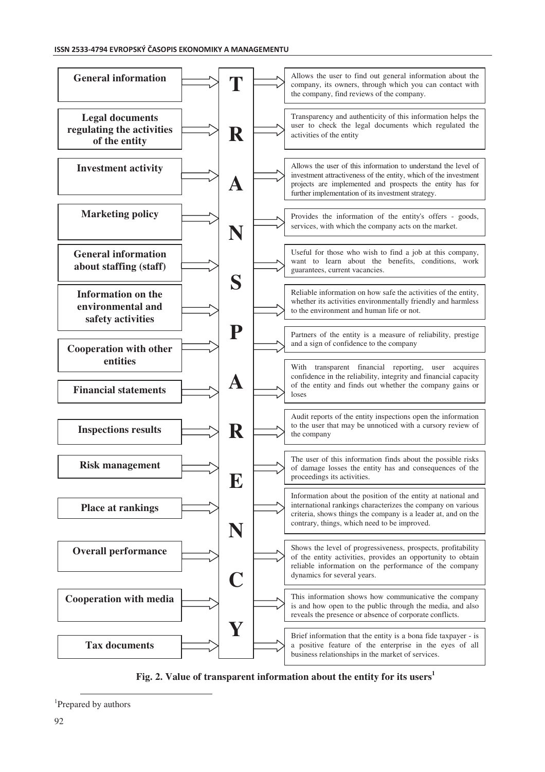| Category | | Value for users |
| --- | --- | --- |
| General information | T | Allows the user to find out general information about the company, its owners, through which you can contact with the company, find reviews of the company. |
| Legal documents regulating the activities of the entity | R | Transparency and authenticity of this information helps the user to check the legal documents which regulated the activities of the entity |
| Investment activity | A | Allows the user of this information to understand the level of investment attractiveness of the entity, which of the investment projects are implemented and prospects the entity has for further implementation of its investment strategy. |
| Marketing policy | N | Provides the information of the entity's offers - goods, services, with which the company acts on the market. |
| General information about staffing (staff) | S | Useful for those who wish to find a job at this company, want to learn about the benefits, conditions, work guarantees, current vacancies. |
| Information on the environmental and safety activities | P | Reliable information on how safe the activities of the entity, whether its activities environmentally friendly and harmless to the environment and human life or not. |
| Cooperation with other entities | A | Partners of the entity is a measure of reliability, prestige and a sign of confidence to the company |
| Financial statements | R | With transparent financial reporting, user acquires confidence in the reliability, integrity and financial capacity of the entity and finds out whether the company gains or loses |
| Inspections results | E | Audit reports of the entity inspections open the information to the user that may be unnoticed with a cursory review of the company |
| Risk management | N | The user of this information finds about the possible risks of damage losses the entity has and consequences of the proceedings its activities. |
| Place at rankings | C | Information about the position of the entity at national and international rankings characterizes the company on various criteria, shows things the company is a leader at, and on the contrary, things, which need to be improved. |
| Overall performance | Y | Shows the level of progressiveness, prospects, profitability of the entity activities, provides an opportunity to obtain reliable information on the performance of the company dynamics for several years. |
| Cooperation with media | | This information shows how communicative the company is and how open to the public through the media, and also reveals the presence or absence of corporate conflicts. |
| Tax documents | | Brief information that the entity is a bona fide taxpayer - is a positive feature of the enterprise in the eyes of all business relationships in the market of services. |

**Fig. 2. Value of transparent information about the entity for its users**[1]

[1]Prepared by authors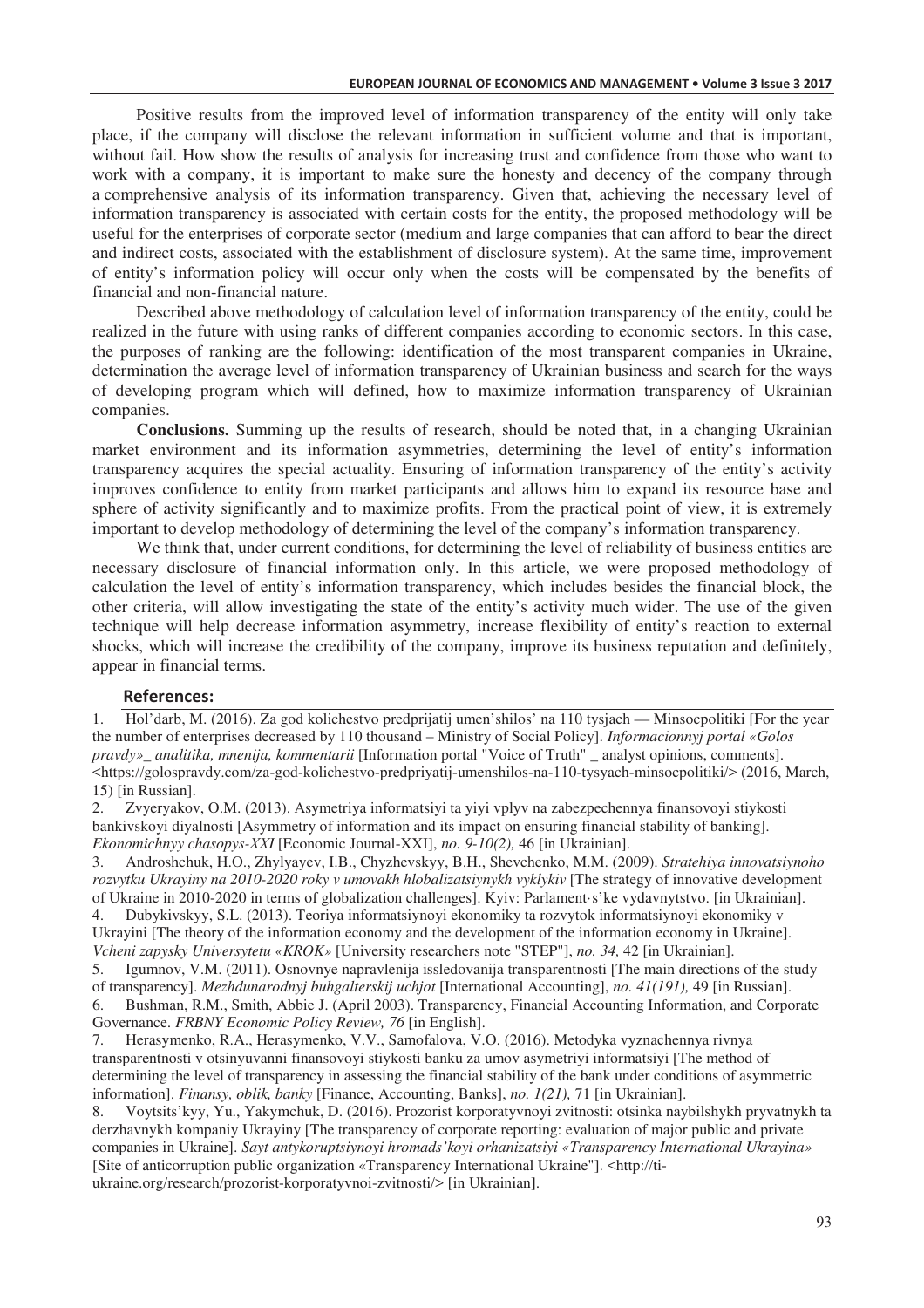Positive results from the improved level of information transparency of the entity will only take place, if the company will disclose the relevant information in sufficient volume and that is important, without fail. How show the results of analysis for increasing trust and confidence from those who want to work with a company, it is important to make sure the honesty and decency of the company through a comprehensive analysis of its information transparency. Given that, achieving the necessary level of information transparency is associated with certain costs for the entity, the proposed methodology will be useful for the enterprises of corporate sector (medium and large companies that can afford to bear the direct and indirect costs, associated with the establishment of disclosure system). At the same time, improvement of entity's information policy will occur only when the costs will be compensated by the benefits of financial and non-financial nature.

Described above methodology of calculation level of information transparency of the entity, could be realized in the future with using ranks of different companies according to economic sectors. In this case, the purposes of ranking are the following: identification of the most transparent companies in Ukraine, determination the average level of information transparency of Ukrainian business and search for the ways of developing program which will defined, how to maximize information transparency of Ukrainian companies.

**Conclusions.** Summing up the results of research, should be noted that, in a changing Ukrainian market environment and its information asymmetries, determining the level of entity's information transparency acquires the special actuality. Ensuring of information transparency of the entity's activity improves confidence to entity from market participants and allows him to expand its resource base and sphere of activity significantly and to maximize profits. From the practical point of view, it is extremely important to develop methodology of determining the level of the company's information transparency.

We think that, under current conditions, for determining the level of reliability of business entities are necessary disclosure of financial information only. In this article, we were proposed methodology of calculation the level of entity's information transparency, which includes besides the financial block, the other criteria, will allow investigating the state of the entity's activity much wider. The use of the given technique will help decrease information asymmetry, increase flexibility of entity's reaction to external shocks, which will increase the credibility of the company, improve its business reputation and definitely, appear in financial terms.

## References:

1. Hol'darb, M. (2016). Za god kolichestvo predprijatij umen'shilos' na 110 tysjach — Minsocpolitiki [For the year the number of enterprises decreased by 110 thousand – Ministry of Social Policy]. *Informacionnyj portal «Golos pravdy»_ analitika, mnenija, kommentarii* [Information portal "Voice of Truth" _ analyst opinions, comments]. <https://golospravdy.com/za-god-kolichestvo-predpriyatij-umenshilos-na-110-tysyach-minsocpolitiki/> (2016, March, 15) [in Russian].
2. Zvyeryakov, O.M. (2013). Asymetriya informatsiyi ta yiyi vplyv na zabezpechennya finansovoyi stiykosti bankivskoyi diyalnosti [Asymmetry of information and its impact on ensuring financial stability of banking]. *Ekonomichnyy chasopys-XXI* [Economic Journal-XXI], *no. 9-10(2),* 46 [in Ukrainian].
3. Androshchuk, H.O., Zhylyayev, I.B., Chyzhevskyy, B.H., Shevchenko, M.M. (2009). *Stratehiya innovatsiynoho rozvytku Ukrayiny na 2010-2020 roky v umovakh hlobalizatsiynykh vyklykiv* [The strategy of innovative development of Ukraine in 2010-2020 in terms of globalization challenges]. Kyiv: Parlament·s'ke vydavnytstvo. [in Ukrainian].
4. Dubykivskyy, S.L. (2013). Teoriya informatsiynoyi ekonomiky ta rozvytok informatsiynoyi ekonomiky v Ukrayini [The theory of the information economy and the development of the information economy in Ukraine]. *Vcheni zapysky Universytetu «KROK»* [University researchers note "STEP"], *no. 34,* 42 [in Ukrainian].
5. Igumnov, V.M. (2011). Osnovnye napravlenija issledovanija transparentnosti [The main directions of the study of transparency]. *Mezhdunarodnyj buhgalterskij uchjot* [International Accounting], *no. 41(191),* 49 [in Russian].
6. Bushman, R.M., Smith, Abbie J. (April 2003). Transparency, Financial Accounting Information, and Corporate Governance. *FRBNY Economic Policy Review, 76* [in English].
7. Herasymenko, R.A., Herasymenko, V.V., Samofalova, V.O. (2016). Metodyka vyznachennya rivnya transparentnosti v otsinyuvanni finansovoyi stiykosti banku za umov asymetriyi informatsiyi [The method of determining the level of transparency in assessing the financial stability of the bank under conditions of asymmetric information]. *Finansy, oblik, banky* [Finance, Accounting, Banks], *no. 1(21),* 71 [in Ukrainian].
8. Voytsits'kyy, Yu., Yakymchuk, D. (2016). Prozorist korporatyvnoyi zvitnosti: otsinka naybilshykh pryvatnykh ta derzhavnykh kompaniy Ukrayiny [The transparency of corporate reporting: evaluation of major public and private companies in Ukraine]. *Sayt antykoruptsiynoyi hromads'koyi orhanizatsiyi «Transparency International Ukrayina»* [Site of anticorruption public organization «Transparency International Ukraine"]. <http://ti-ukraine.org/research/prozorist-korporatyvnoi-zvitnosti/> [in Ukrainian].